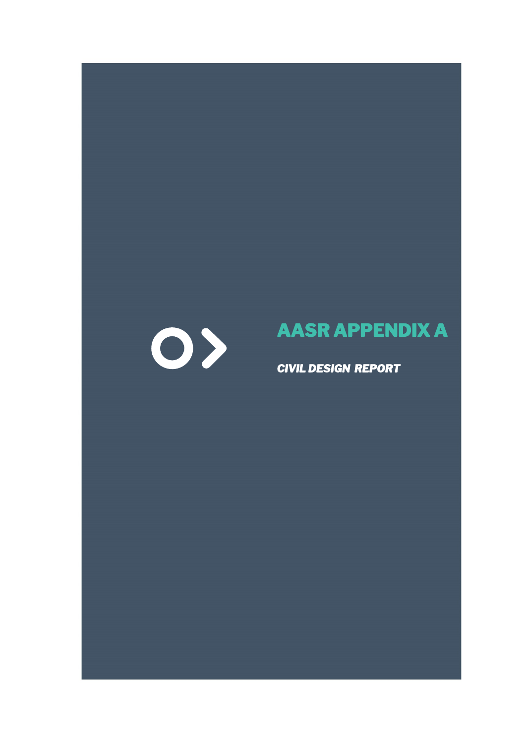# AASR APPENDIX A

***CIVIL DESIGN REPORT***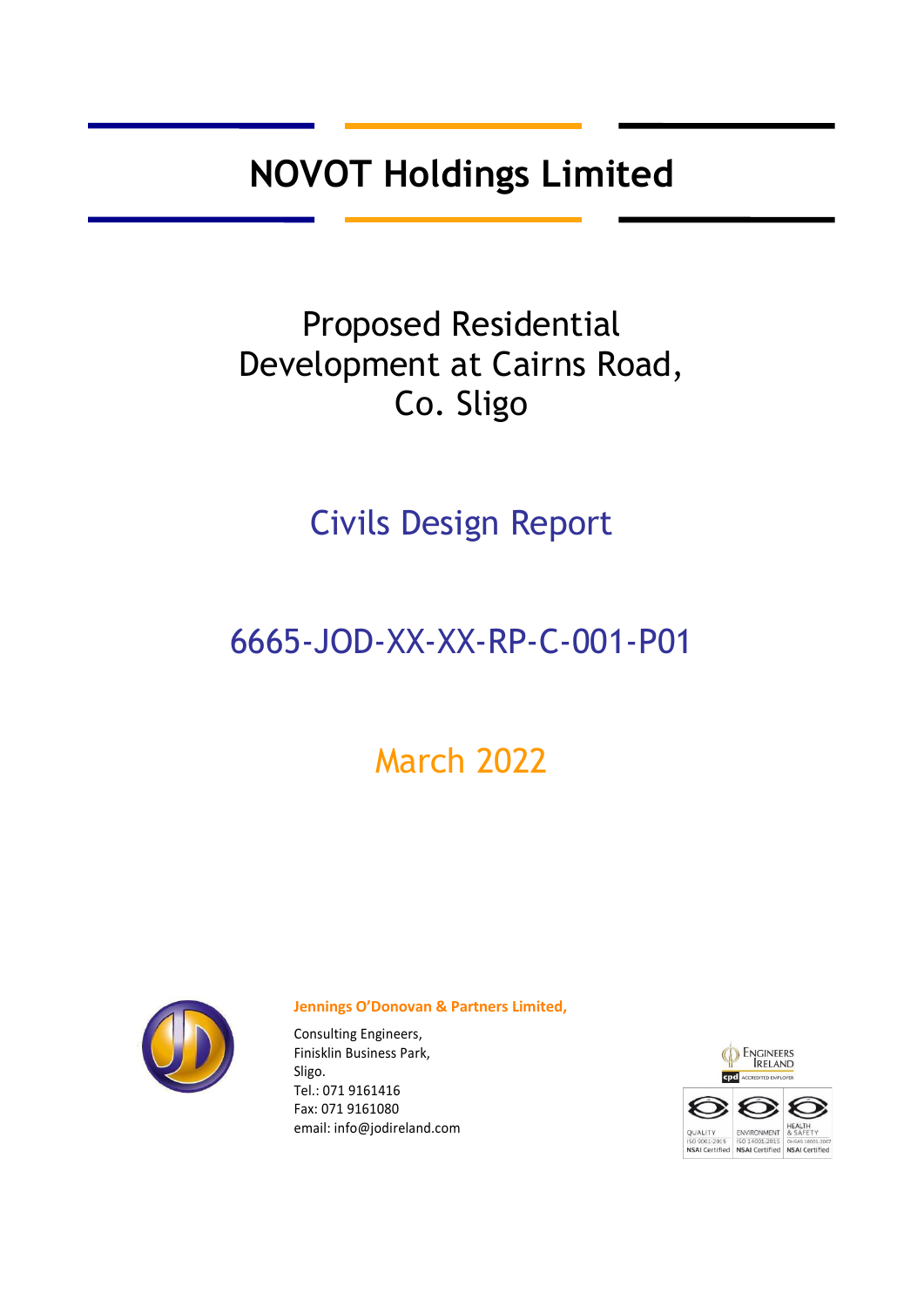# NOVOT Holdings Limited

## Proposed Residential Development at Cairns Road, Co. Sligo

## Civils Design Report

## 6665-JOD-XX-XX-RP-C-001-P01

## March 2022

**Jennings O'Donovan & Partners Limited,**

Consulting Engineers,
Finisklin Business Park,
Sligo.
Tel.: 071 9161416
Fax: 071 9161080
email: info@jodireland.com

ENGINEERS IRELAND
cpd ACCREDITED EMPLOYER

QUALITY ISO 9001:2015 NSAI Certified | ENVIRONMENT ISO 14001:2015 NSAI Certified | HEALTH & SAFETY OHSAS 18001:2007 NSAI Certified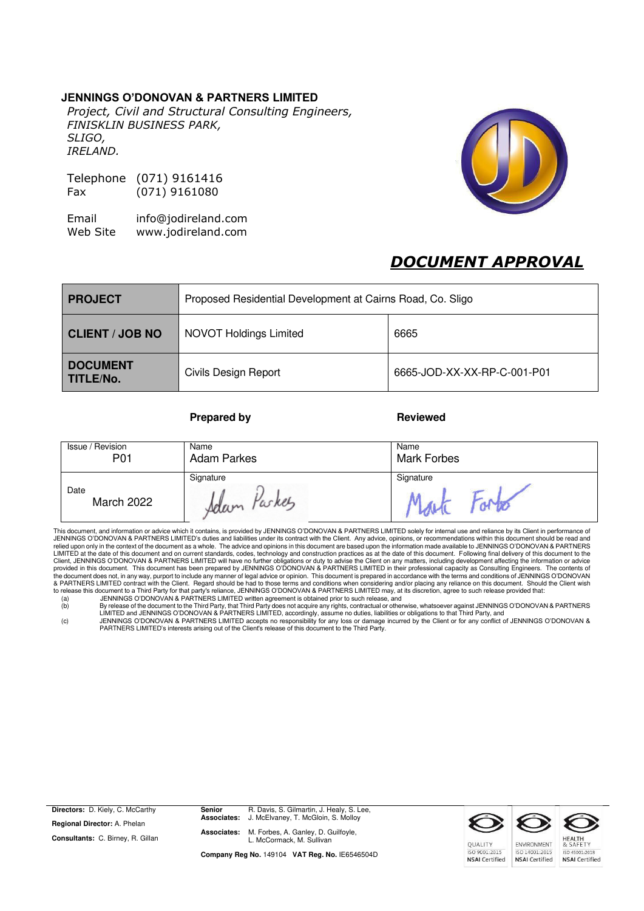**JENNINGS O'DONOVAN & PARTNERS LIMITED**

*Project, Civil and Structural Consulting Engineers,*
*FINISKLIN BUSINESS PARK,*
*SLIGO,*
*IRELAND.*

Telephone (071) 9161416
Fax (071) 9161080

Email info@jodireland.com
Web Site www.jodireland.com

## *DOCUMENT APPROVAL*

| **PROJECT** | Proposed Residential Development at Cairns Road, Co. Sligo | |
|---|---|---|
| **CLIENT / JOB NO** | NOVOT Holdings Limited | 6665 |
| **DOCUMENT TITLE/No.** | Civils Design Report | 6665-JOD-XX-XX-RP-C-001-P01 |

| | **Prepared by** | **Reviewed** |
|---|---|---|
| Issue / Revision P01 | Name Adam Parkes | Name Mark Forbes |
| Date March 2022 | Signature Adam Parkes | Signature Mark Forbes |

This document, and information or advice which it contains, is provided by JENNINGS O'DONOVAN & PARTNERS LIMITED solely for internal use and reliance by its Client in performance of JENNINGS O'DONOVAN & PARTNERS LIMITED's duties and liabilities under its contract with the Client. Any advice, opinions, or recommendations within this document should be read and relied upon only in the context of the document as a whole. The advice and opinions in this document are based upon the information made available to JENNINGS O'DONOVAN & PARTNERS LIMITED at the date of this document and on current standards, codes, technology and construction practices as at the date of this document. Following final delivery of this document to the Client, JENNINGS O'DONOVAN & PARTNERS LIMITED will have no further obligations or duty to advise the Client on any matters, including development affecting the information or advice provided in this document. This document has been prepared by JENNINGS O'DONOVAN & PARTNERS LIMITED in their professional capacity as Consulting Engineers. The contents of the document does not, in any way, purport to include any manner of legal advice or opinion. This document is prepared in accordance with the terms and conditions of JENNINGS O'DONOVAN & PARTNERS LIMITED contract with the Client. Regard should be had to those terms and conditions when considering and/or placing any reliance on this document. Should the Client wish to release this document to a Third Party for that party's reliance, JENNINGS O'DONOVAN & PARTNERS LIMITED may, at its discretion, agree to such release provided that:

(a) JENNINGS O'DONOVAN & PARTNERS LIMITED written agreement is obtained prior to such release, and
(b) By release of the document to the Third Party, that Third Party does not acquire any rights, contractual or otherwise, whatsoever against JENNINGS O'DONOVAN & PARTNERS LIMITED and JENNINGS O'DONOVAN & PARTNERS LIMITED, accordingly, assume no duties, liabilities or obligations to that Third Party, and
(c) JENNINGS O'DONOVAN & PARTNERS LIMITED accepts no responsibility for any loss or damage incurred by the Client or for any conflict of JENNINGS O'DONOVAN & PARTNERS LIMITED's interests arising out of the Client's release of this document to the Third Party.

**Directors:** D. Kiely, C. McCarthy
**Regional Director:** A. Phelan
**Consultants:** C. Birney, R. Gillan

**Senior Associates:** R. Davis, S. Gilmartin, J. Healy, S. Lee, J. McElvaney, T. McGloin, S. Molloy
**Associates:** M. Forbes, A. Ganley, D. Guilfoyle, L. McCormack, M. Sullivan

**Company Reg No.** 149104 **VAT Reg. No.** IE6546504D

QUALITY ISO 9001:2015 NSAI Certified | ENVIRONMENT ISO 14001:2015 NSAI Certified | HEALTH & SAFETY ISO 45001:2018 NSAI Certified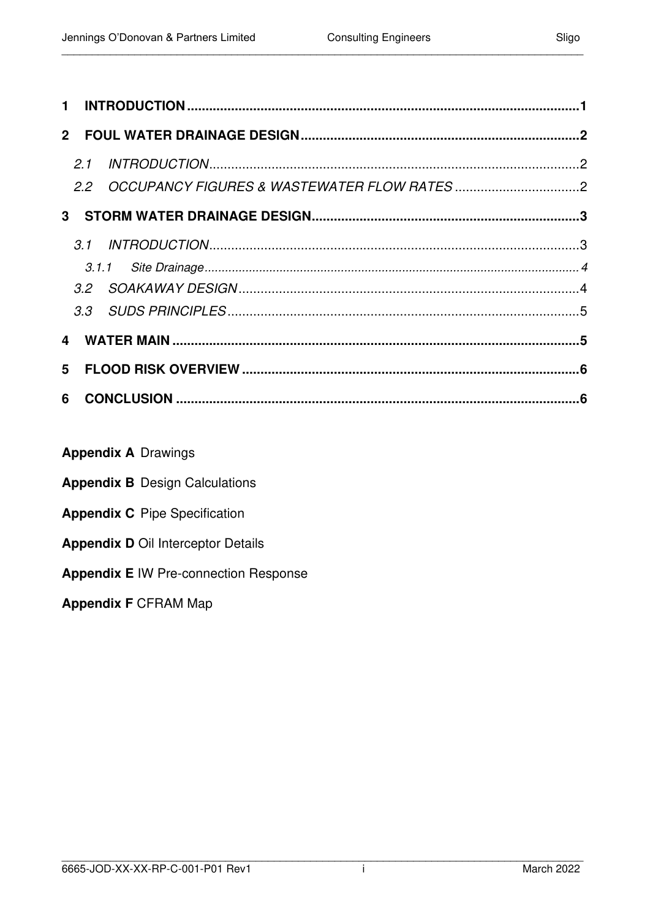| | |
|---|---|
| **1 INTRODUCTION** | **1** |
| **2 FOUL WATER DRAINAGE DESIGN** | **2** |
| *2.1 INTRODUCTION* | 2 |
| *2.2 OCCUPANCY FIGURES & WASTEWATER FLOW RATES* | 2 |
| **3 STORM WATER DRAINAGE DESIGN** | **3** |
| *3.1 INTRODUCTION* | 3 |
| *3.1.1 Site Drainage* | *4* |
| *3.2 SOAKAWAY DESIGN* | 4 |
| *3.3 SUDS PRINCIPLES* | 5 |
| **4 WATER MAIN** | **5** |
| **5 FLOOD RISK OVERVIEW** | **6** |
| **6 CONCLUSION** | **6** |

**Appendix A** Drawings

**Appendix B** Design Calculations

**Appendix C** Pipe Specification

**Appendix D** Oil Interceptor Details

**Appendix E** IW Pre-connection Response

**Appendix F** CFRAM Map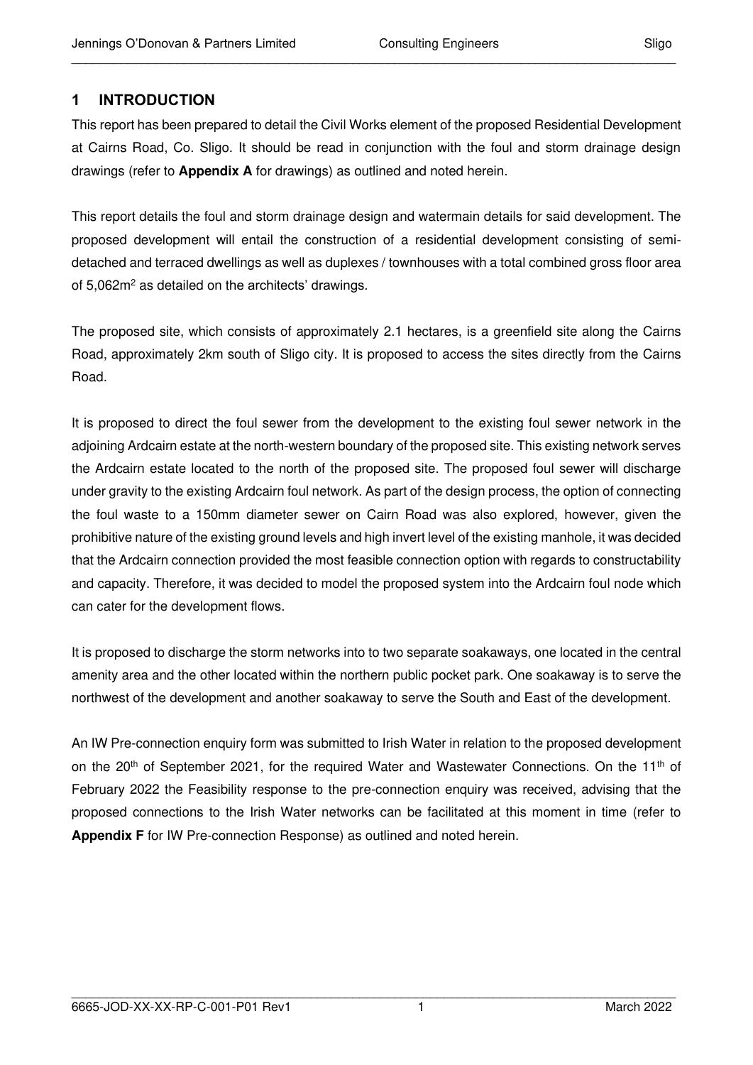# 1 INTRODUCTION

This report has been prepared to detail the Civil Works element of the proposed Residential Development at Cairns Road, Co. Sligo. It should be read in conjunction with the foul and storm drainage design drawings (refer to **Appendix A** for drawings) as outlined and noted herein.

This report details the foul and storm drainage design and watermain details for said development. The proposed development will entail the construction of a residential development consisting of semi-detached and terraced dwellings as well as duplexes / townhouses with a total combined gross floor area of 5,062m$^2$ as detailed on the architects' drawings.

The proposed site, which consists of approximately 2.1 hectares, is a greenfield site along the Cairns Road, approximately 2km south of Sligo city. It is proposed to access the sites directly from the Cairns Road.

It is proposed to direct the foul sewer from the development to the existing foul sewer network in the adjoining Ardcairn estate at the north-western boundary of the proposed site. This existing network serves the Ardcairn estate located to the north of the proposed site. The proposed foul sewer will discharge under gravity to the existing Ardcairn foul network. As part of the design process, the option of connecting the foul waste to a 150mm diameter sewer on Cairn Road was also explored, however, given the prohibitive nature of the existing ground levels and high invert level of the existing manhole, it was decided that the Ardcairn connection provided the most feasible connection option with regards to constructability and capacity. Therefore, it was decided to model the proposed system into the Ardcairn foul node which can cater for the development flows.

It is proposed to discharge the storm networks into to two separate soakaways, one located in the central amenity area and the other located within the northern public pocket park. One soakaway is to serve the northwest of the development and another soakaway to serve the South and East of the development.

An IW Pre-connection enquiry form was submitted to Irish Water in relation to the proposed development on the 20th of September 2021, for the required Water and Wastewater Connections. On the 11th of February 2022 the Feasibility response to the pre-connection enquiry was received, advising that the proposed connections to the Irish Water networks can be facilitated at this moment in time (refer to **Appendix F** for IW Pre-connection Response) as outlined and noted herein.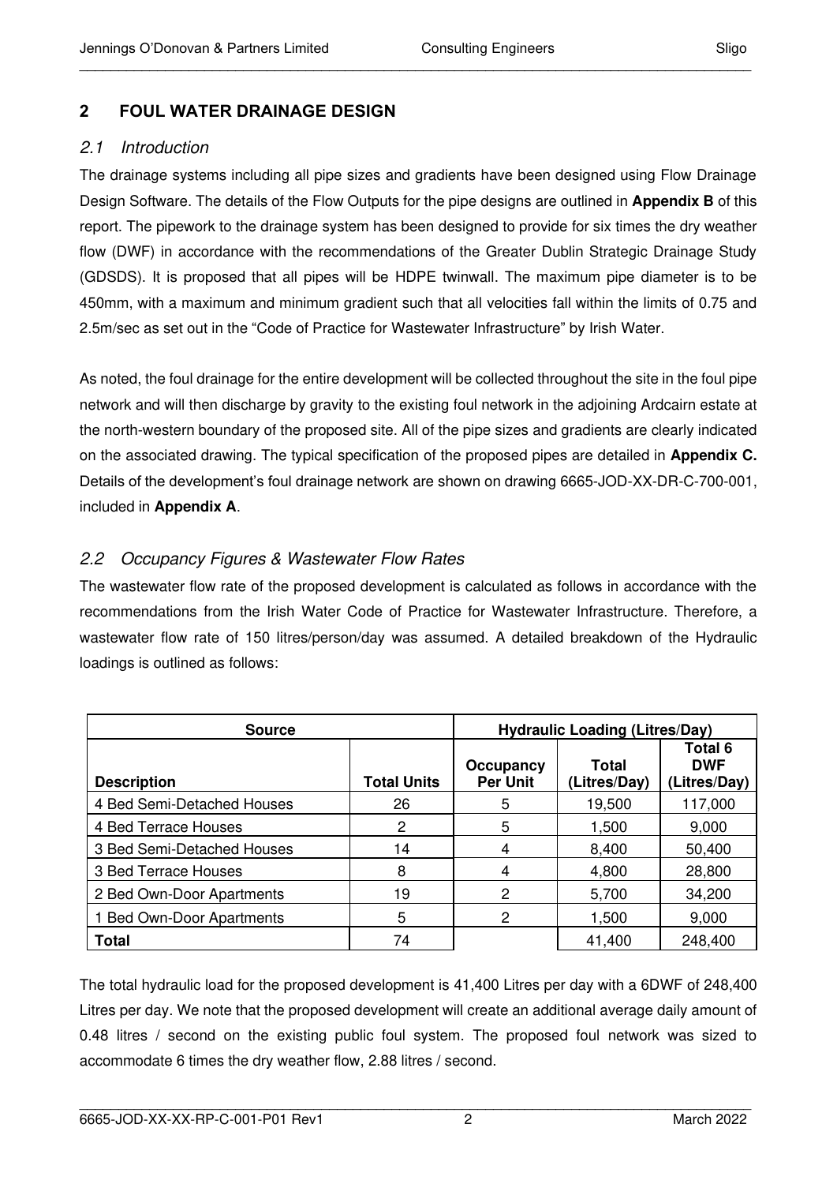## 2 FOUL WATER DRAINAGE DESIGN

### *2.1 Introduction*

The drainage systems including all pipe sizes and gradients have been designed using Flow Drainage Design Software. The details of the Flow Outputs for the pipe designs are outlined in **Appendix B** of this report. The pipework to the drainage system has been designed to provide for six times the dry weather flow (DWF) in accordance with the recommendations of the Greater Dublin Strategic Drainage Study (GDSDS). It is proposed that all pipes will be HDPE twinwall. The maximum pipe diameter is to be 450mm, with a maximum and minimum gradient such that all velocities fall within the limits of 0.75 and 2.5m/sec as set out in the "Code of Practice for Wastewater Infrastructure" by Irish Water.

As noted, the foul drainage for the entire development will be collected throughout the site in the foul pipe network and will then discharge by gravity to the existing foul network in the adjoining Ardcairn estate at the north-western boundary of the proposed site. All of the pipe sizes and gradients are clearly indicated on the associated drawing. The typical specification of the proposed pipes are detailed in **Appendix C.** Details of the development's foul drainage network are shown on drawing 6665-JOD-XX-DR-C-700-001, included in **Appendix A**.

### *2.2 Occupancy Figures & Wastewater Flow Rates*

The wastewater flow rate of the proposed development is calculated as follows in accordance with the recommendations from the Irish Water Code of Practice for Wastewater Infrastructure. Therefore, a wastewater flow rate of 150 litres/person/day was assumed. A detailed breakdown of the Hydraulic loadings is outlined as follows:

| Source | | Hydraulic Loading (Litres/Day) | | |
|---|---|---|---|---|
| **Description** | **Total Units** | **Occupancy Per Unit** | **Total (Litres/Day)** | **Total 6 DWF (Litres/Day)** |
| 4 Bed Semi-Detached Houses | 26 | 5 | 19,500 | 117,000 |
| 4 Bed Terrace Houses | 2 | 5 | 1,500 | 9,000 |
| 3 Bed Semi-Detached Houses | 14 | 4 | 8,400 | 50,400 |
| 3 Bed Terrace Houses | 8 | 4 | 4,800 | 28,800 |
| 2 Bed Own-Door Apartments | 19 | 2 | 5,700 | 34,200 |
| 1 Bed Own-Door Apartments | 5 | 2 | 1,500 | 9,000 |
| **Total** | 74 | | 41,400 | 248,400 |

The total hydraulic load for the proposed development is 41,400 Litres per day with a 6DWF of 248,400 Litres per day. We note that the proposed development will create an additional average daily amount of 0.48 litres / second on the existing public foul system. The proposed foul network was sized to accommodate 6 times the dry weather flow, 2.88 litres / second.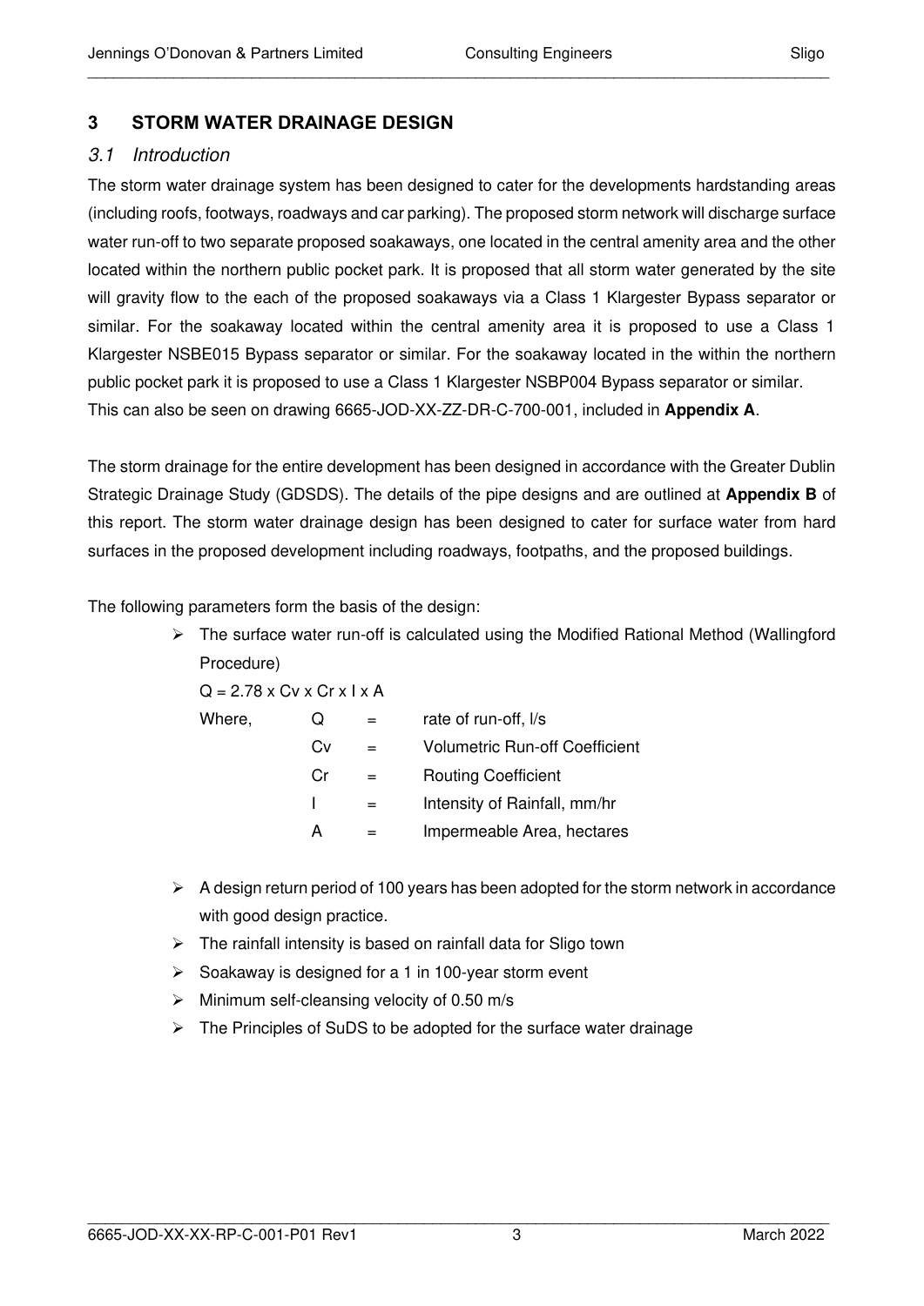## 3 STORM WATER DRAINAGE DESIGN

### *3.1 Introduction*

The storm water drainage system has been designed to cater for the developments hardstanding areas (including roofs, footways, roadways and car parking). The proposed storm network will discharge surface water run-off to two separate proposed soakaways, one located in the central amenity area and the other located within the northern public pocket park. It is proposed that all storm water generated by the site will gravity flow to the each of the proposed soakaways via a Class 1 Klargester Bypass separator or similar. For the soakaway located within the central amenity area it is proposed to use a Class 1 Klargester NSBE015 Bypass separator or similar. For the soakaway located in the within the northern public pocket park it is proposed to use a Class 1 Klargester NSBP004 Bypass separator or similar. This can also be seen on drawing 6665-JOD-XX-ZZ-DR-C-700-001, included in **Appendix A**.

The storm drainage for the entire development has been designed in accordance with the Greater Dublin Strategic Drainage Study (GDSDS). The details of the pipe designs and are outlined at **Appendix B** of this report. The storm water drainage design has been designed to cater for surface water from hard surfaces in the proposed development including roadways, footpaths, and the proposed buildings.

The following parameters form the basis of the design:

- The surface water run-off is calculated using the Modified Rational Method (Wallingford Procedure)

  $Q = 2.78 \times Cv \times Cr \times I \times A$

  Where,

  | | | |
  |---|---|---|
  | Q | = | rate of run-off, l/s |
  | Cv | = | Volumetric Run-off Coefficient |
  | Cr | = | Routing Coefficient |
  | I | = | Intensity of Rainfall, mm/hr |
  | A | = | Impermeable Area, hectares |

- A design return period of 100 years has been adopted for the storm network in accordance with good design practice.
- The rainfall intensity is based on rainfall data for Sligo town
- Soakaway is designed for a 1 in 100-year storm event
- Minimum self-cleansing velocity of 0.50 m/s
- The Principles of SuDS to be adopted for the surface water drainage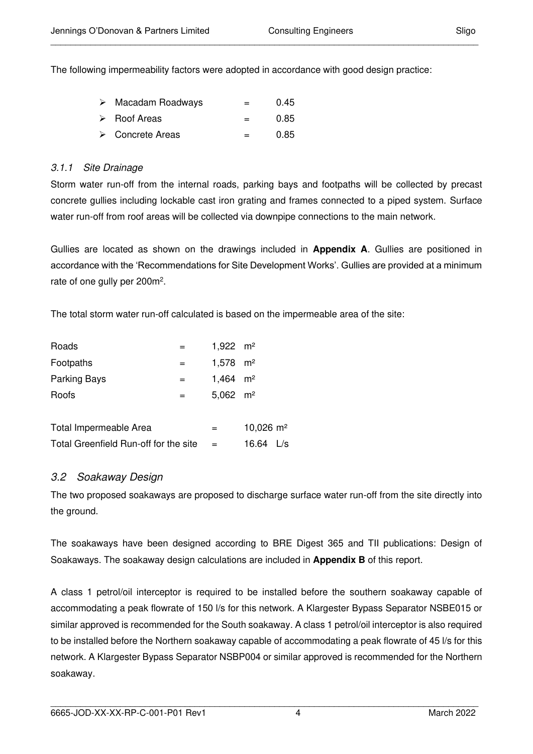The following impermeability factors were adopted in accordance with good design practice:

- Macadam Roadways = 0.45
- Roof Areas = 0.85
- Concrete Areas = 0.85

### *3.1.1 Site Drainage*

Storm water run-off from the internal roads, parking bays and footpaths will be collected by precast concrete gullies including lockable cast iron grating and frames connected to a piped system. Surface water run-off from roof areas will be collected via downpipe connections to the main network.

Gullies are located as shown on the drawings included in **Appendix A**. Gullies are positioned in accordance with the 'Recommendations for Site Development Works'. Gullies are provided at a minimum rate of one gully per 200m².

The total storm water run-off calculated is based on the impermeable area of the site:

| | | |
|---|---|---|
| Roads | = | 1,922 m² |
| Footpaths | = | 1,578 m² |
| Parking Bays | = | 1,464 m² |
| Roofs | = | 5,062 m² |
| | | |
| Total Impermeable Area | = | 10,026 m² |
| Total Greenfield Run-off for the site | = | 16.64 L/s |

## *3.2 Soakaway Design*

The two proposed soakaways are proposed to discharge surface water run-off from the site directly into the ground.

The soakaways have been designed according to BRE Digest 365 and TII publications: Design of Soakaways. The soakaway design calculations are included in **Appendix B** of this report.

A class 1 petrol/oil interceptor is required to be installed before the southern soakaway capable of accommodating a peak flowrate of 150 l/s for this network. A Klargester Bypass Separator NSBE015 or similar approved is recommended for the South soakaway. A class 1 petrol/oil interceptor is also required to be installed before the Northern soakaway capable of accommodating a peak flowrate of 45 l/s for this network. A Klargester Bypass Separator NSBP004 or similar approved is recommended for the Northern soakaway.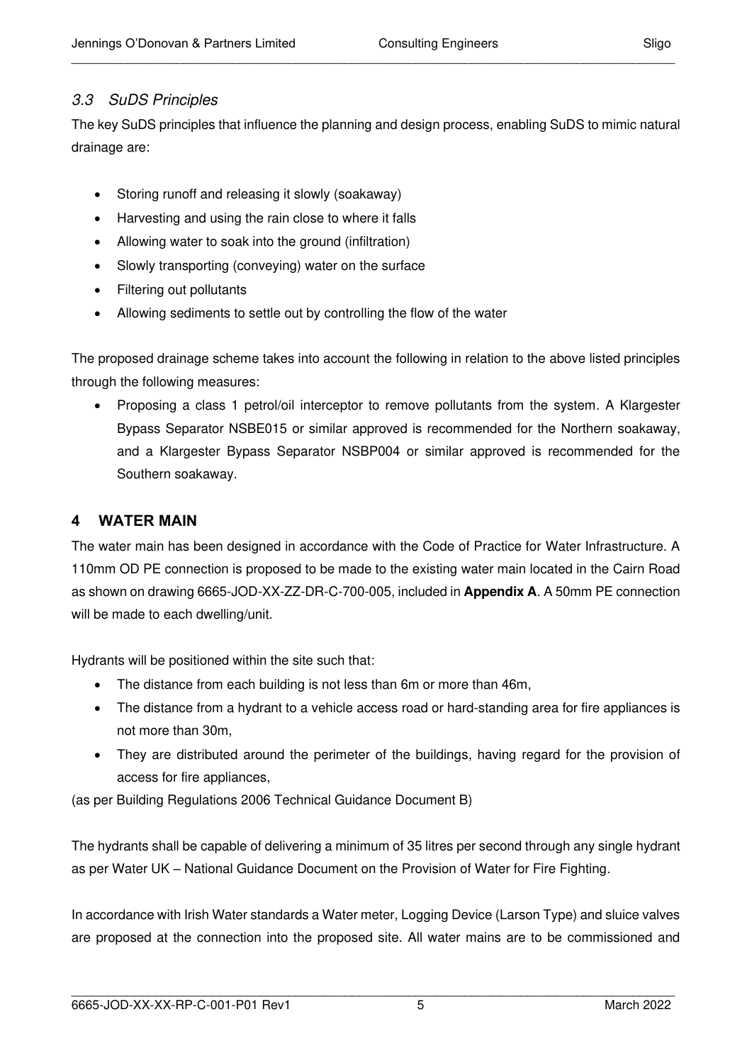### *3.3 SuDS Principles*

The key SuDS principles that influence the planning and design process, enabling SuDS to mimic natural drainage are:

- Storing runoff and releasing it slowly (soakaway)
- Harvesting and using the rain close to where it falls
- Allowing water to soak into the ground (infiltration)
- Slowly transporting (conveying) water on the surface
- Filtering out pollutants
- Allowing sediments to settle out by controlling the flow of the water

The proposed drainage scheme takes into account the following in relation to the above listed principles through the following measures:

- Proposing a class 1 petrol/oil interceptor to remove pollutants from the system. A Klargester Bypass Separator NSBE015 or similar approved is recommended for the Northern soakaway, and a Klargester Bypass Separator NSBP004 or similar approved is recommended for the Southern soakaway.

## 4 WATER MAIN

The water main has been designed in accordance with the Code of Practice for Water Infrastructure. A 110mm OD PE connection is proposed to be made to the existing water main located in the Cairn Road as shown on drawing 6665-JOD-XX-ZZ-DR-C-700-005, included in **Appendix A**. A 50mm PE connection will be made to each dwelling/unit.

Hydrants will be positioned within the site such that:

- The distance from each building is not less than 6m or more than 46m,
- The distance from a hydrant to a vehicle access road or hard-standing area for fire appliances is not more than 30m,
- They are distributed around the perimeter of the buildings, having regard for the provision of access for fire appliances,

(as per Building Regulations 2006 Technical Guidance Document B)

The hydrants shall be capable of delivering a minimum of 35 litres per second through any single hydrant as per Water UK – National Guidance Document on the Provision of Water for Fire Fighting.

In accordance with Irish Water standards a Water meter, Logging Device (Larson Type) and sluice valves are proposed at the connection into the proposed site. All water mains are to be commissioned and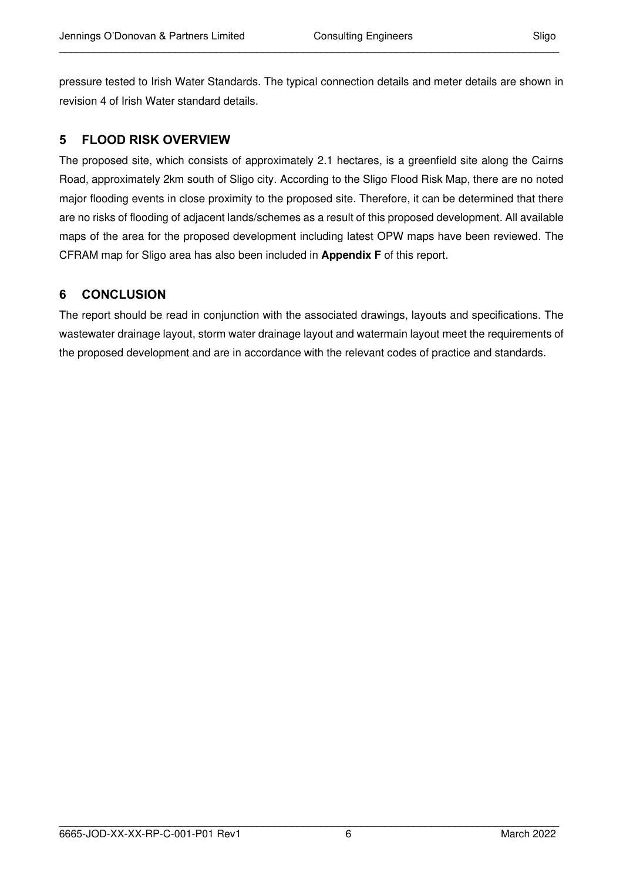pressure tested to Irish Water Standards. The typical connection details and meter details are shown in revision 4 of Irish Water standard details.

## 5 FLOOD RISK OVERVIEW

The proposed site, which consists of approximately 2.1 hectares, is a greenfield site along the Cairns Road, approximately 2km south of Sligo city. According to the Sligo Flood Risk Map, there are no noted major flooding events in close proximity to the proposed site. Therefore, it can be determined that there are no risks of flooding of adjacent lands/schemes as a result of this proposed development. All available maps of the area for the proposed development including latest OPW maps have been reviewed. The CFRAM map for Sligo area has also been included in **Appendix F** of this report.

## 6 CONCLUSION

The report should be read in conjunction with the associated drawings, layouts and specifications. The wastewater drainage layout, storm water drainage layout and watermain layout meet the requirements of the proposed development and are in accordance with the relevant codes of practice and standards.